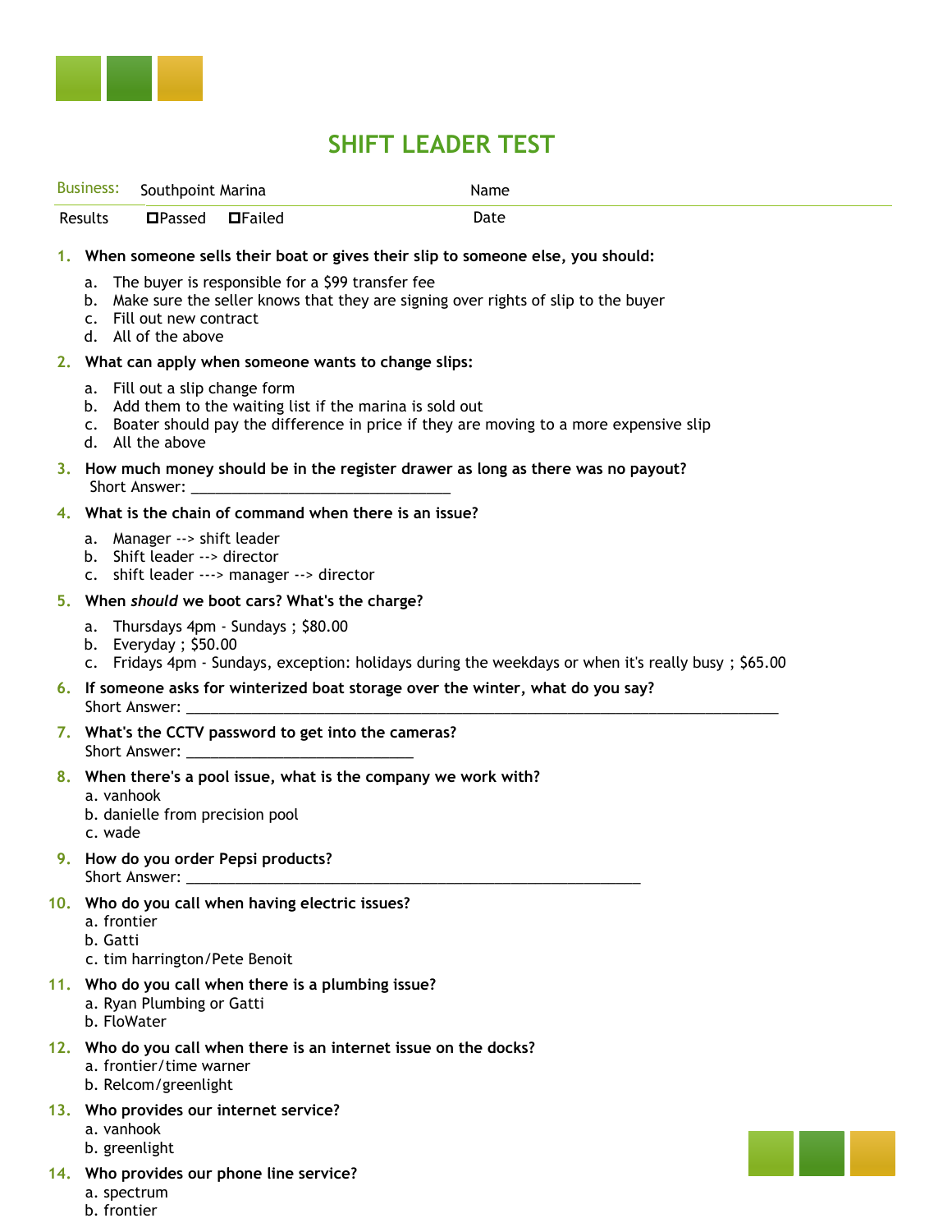# SHIFT LEADER TEST

| Business: | Southpoint Marina | Name |
|---|---|---|
| Results | ☐Passed ☐Failed | Date |

1. **When someone sells their boat or gives their slip to someone else, you should:**
   a. The buyer is responsible for a $99 transfer fee
   b. Make sure the seller knows that they are signing over rights of slip to the buyer
   c. Fill out new contract
   d. All of the above

2. **What can apply when someone wants to change slips:**
   a. Fill out a slip change form
   b. Add them to the waiting list if the marina is sold out
   c. Boater should pay the difference in price if they are moving to a more expensive slip
   d. All the above

3. **How much money should be in the register drawer as long as there was no payout?**
   Short Answer: ______________________________

4. **What is the chain of command when there is an issue?**
   a. Manager --> shift leader
   b. Shift leader --> director
   c. shift leader ---> manager --> director

5. **When *should* we boot cars? What's the charge?**
   a. Thursdays 4pm - Sundays ; $80.00
   b. Everyday ; $50.00
   c. Fridays 4pm - Sundays, exception: holidays during the weekdays or when it's really busy ; $65.00

6. **If someone asks for winterized boat storage over the winter, what do you say?**
   Short Answer: ______________________________________________________________________

7. **What's the CCTV password to get into the cameras?**
   Short Answer: __________________________

8. **When there's a pool issue, what is the company we work with?**
   a. vanhook
   b. danielle from precision pool
   c. wade

9. **How do you order Pepsi products?**
   Short Answer: ____________________________________________________

10. **Who do you call when having electric issues?**
    a. frontier
    b. Gatti
    c. tim harrington/Pete Benoit

11. **Who do you call when there is a plumbing issue?**
    a. Ryan Plumbing or Gatti
    b. FloWater

12. **Who do you call when there is an internet issue on the docks?**
    a. frontier/time warner
    b. Relcom/greenlight

13. **Who provides our internet service?**
    a. vanhook
    b. greenlight

14. **Who provides our phone line service?**
    a. spectrum
    b. frontier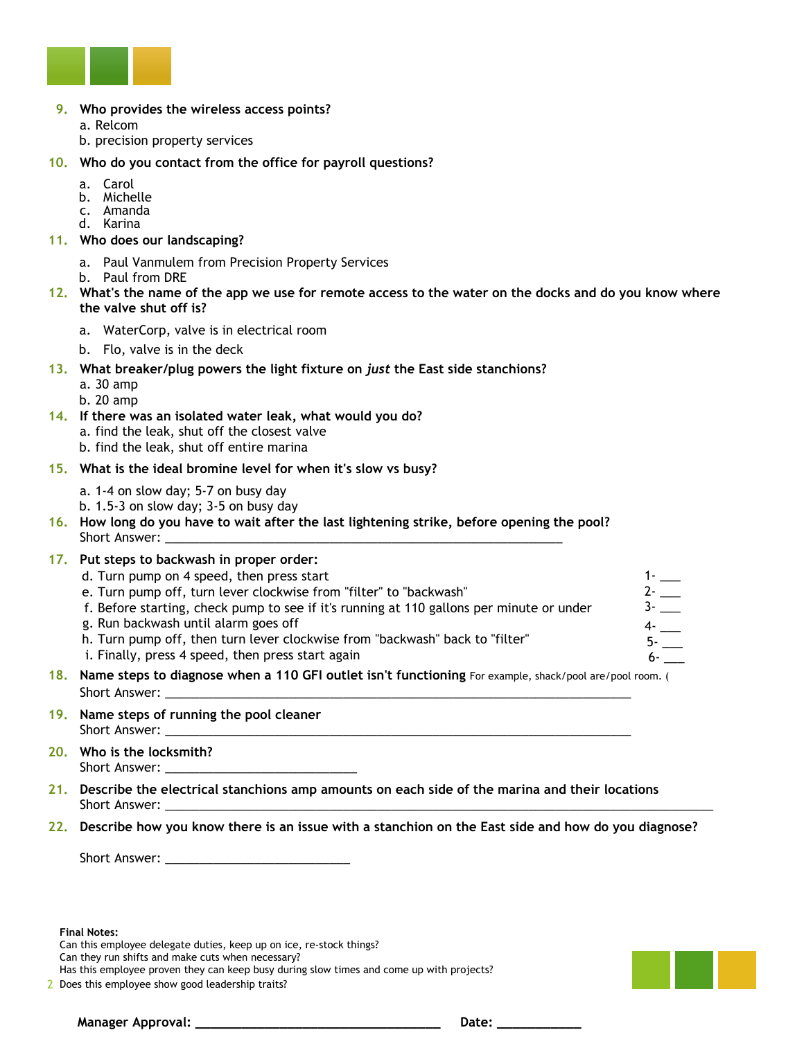9. **Who provides the wireless access points?**
   a. Relcom
   b. precision property services

10. **Who do you contact from the office for payroll questions?**
    a. Carol
    b. Michelle
    c. Amanda
    d. Karina

11. **Who does our landscaping?**
    a. Paul Vanmulem from Precision Property Services
    b. Paul from DRE

12. **What's the name of the app we use for remote access to the water on the docks and do you know where the valve shut off is?**
    a. WaterCorp, valve is in electrical room
    b. Flo, valve is in the deck

13. **What breaker/plug powers the light fixture on *just* the East side stanchions?**
    a. 30 amp
    b. 20 amp

14. **If there was an isolated water leak, what would you do?**
    a. find the leak, shut off the closest valve
    b. find the leak, shut off entire marina

15. **What is the ideal bromine level for when it's slow vs busy?**
    a. 1-4 on slow day; 5-7 on busy day
    b. 1.5-3 on slow day; 3-5 on busy day

16. **How long do you have to wait after the last lightening strike, before opening the pool?**
    Short Answer: ____________________________________________

17. **Put steps to backwash in proper order:**
    d. Turn pump on 4 speed, then press start
    e. Turn pump off, turn lever clockwise from "filter" to "backwash"
    f. Before starting, check pump to see if it's running at 110 gallons per minute or under
    g. Run backwash until alarm goes off
    h. Turn pump off, then turn lever clockwise from "backwash" back to "filter"
    i. Finally, press 4 speed, then press start again

    1- ___
    2- ___
    3- ___
    4- ___
    5- ___
    6- ___

18. **Name steps to diagnose when a 110 GFI outlet isn't functioning** For example, shack/pool are/pool room. (
    Short Answer: ____________________________________________

19. **Name steps of running the pool cleaner**
    Short Answer: ____________________________________________

20. **Who is the locksmith?**
    Short Answer: ______________________

21. **Describe the electrical stanchions amp amounts on each side of the marina and their locations**
    Short Answer: ____________________________________________

22. **Describe how you know there is an issue with a stanchion on the East side and how do you diagnose?**
    Short Answer: ______________________

**Final Notes:**
Can this employee delegate duties, keep up on ice, re-stock things?
Can they run shifts and make cuts when necessary?
Has this employee proven they can keep busy during slow times and come up with projects?
Does this employee show good leadership traits?

**Manager Approval:** ______________________________ **Date:** __________